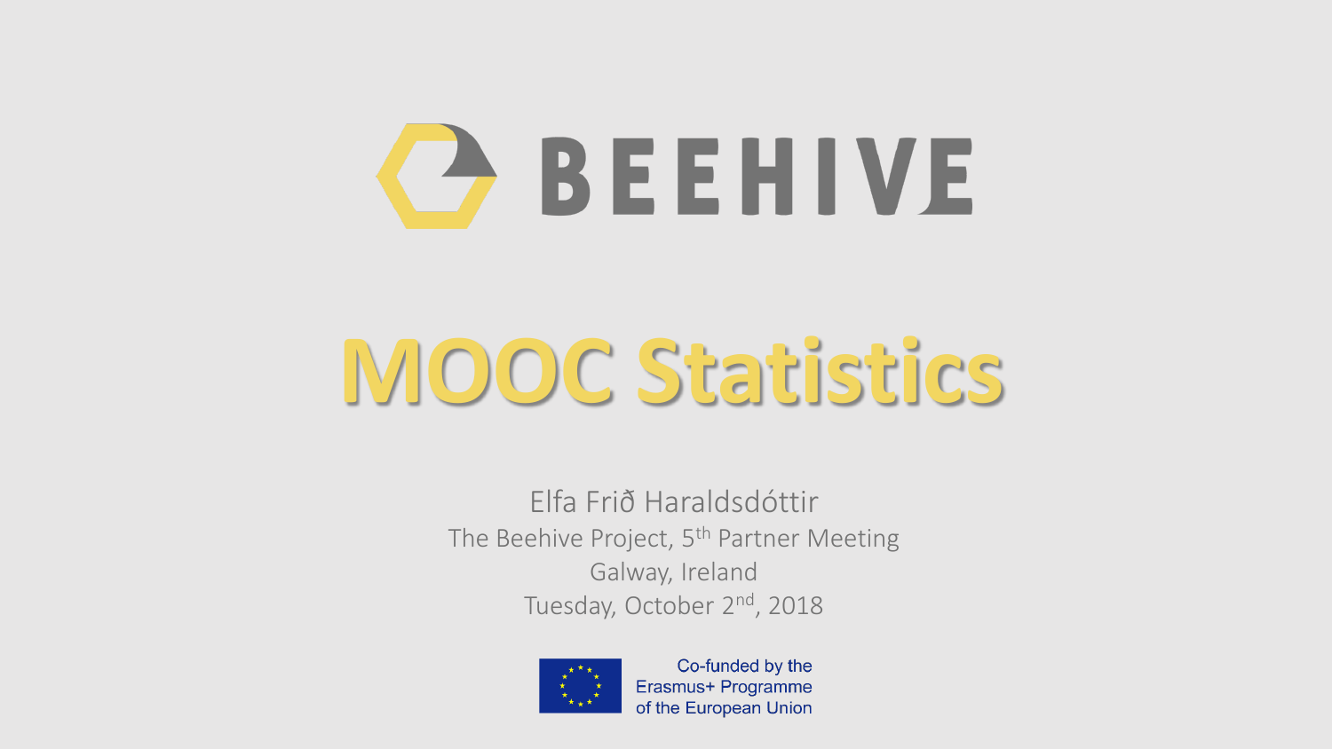BEEHIVE

# MOOC Statistics

Elfa Frið Haraldsdóttir

The Beehive Project, 5th Partner Meeting

Galway, Ireland

Tuesday, October 2nd, 2018

Co-funded by the Erasmus+ Programme of the European Union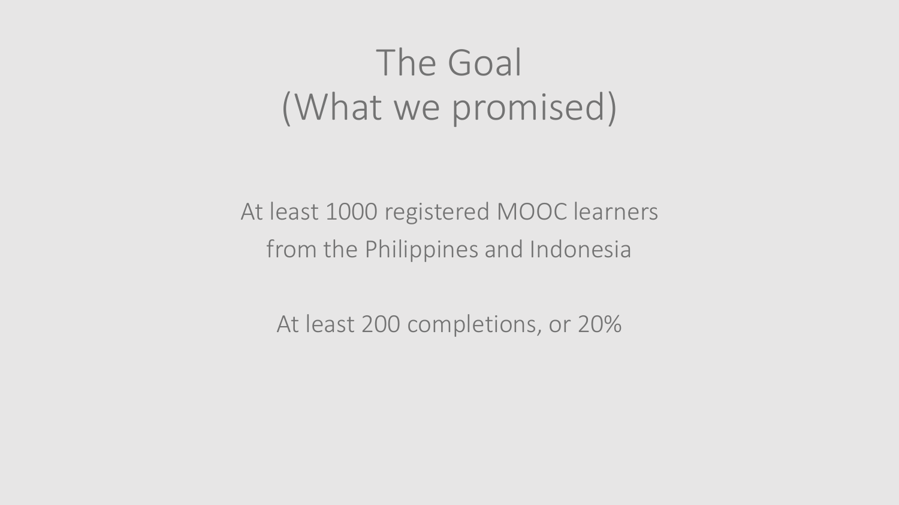# The Goal
# (What we promised)

At least 1000 registered MOOC learners
from the Philippines and Indonesia

At least 200 completions, or 20%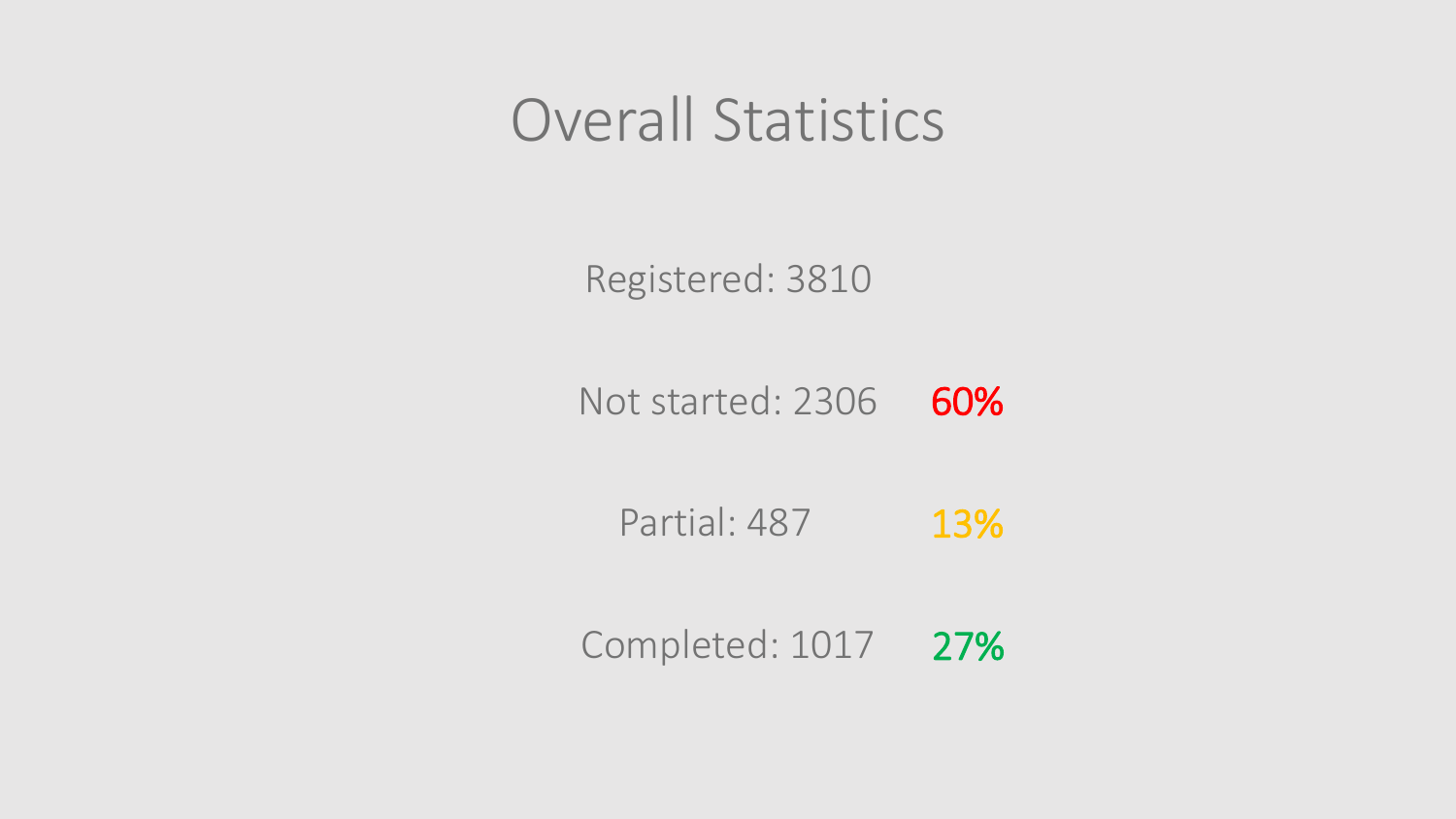# Overall Statistics

Registered: 3810

Not started: 2306 60%

Partial: 487 13%

Completed: 1017 27%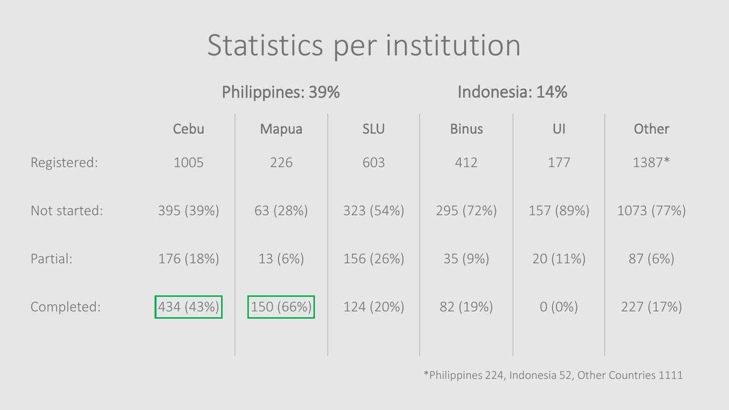# Statistics per institution

| | Philippines: 39% | | | Indonesia: 14% | | |
|---|---|---|---|---|---|---|
| | Cebu | Mapua | SLU | Binus | UI | Other |
| Registered: | 1005 | 226 | 603 | 412 | 177 | 1387* |
| Not started: | 395 (39%) | 63 (28%) | 323 (54%) | 295 (72%) | 157 (89%) | 1073 (77%) |
| Partial: | 176 (18%) | 13 (6%) | 156 (26%) | 35 (9%) | 20 (11%) | 87 (6%) |
| Completed: | 434 (43%) | 150 (66%) | 124 (20%) | 82 (19%) | 0 (0%) | 227 (17%) |

*Philippines 224, Indonesia 52, Other Countries 1111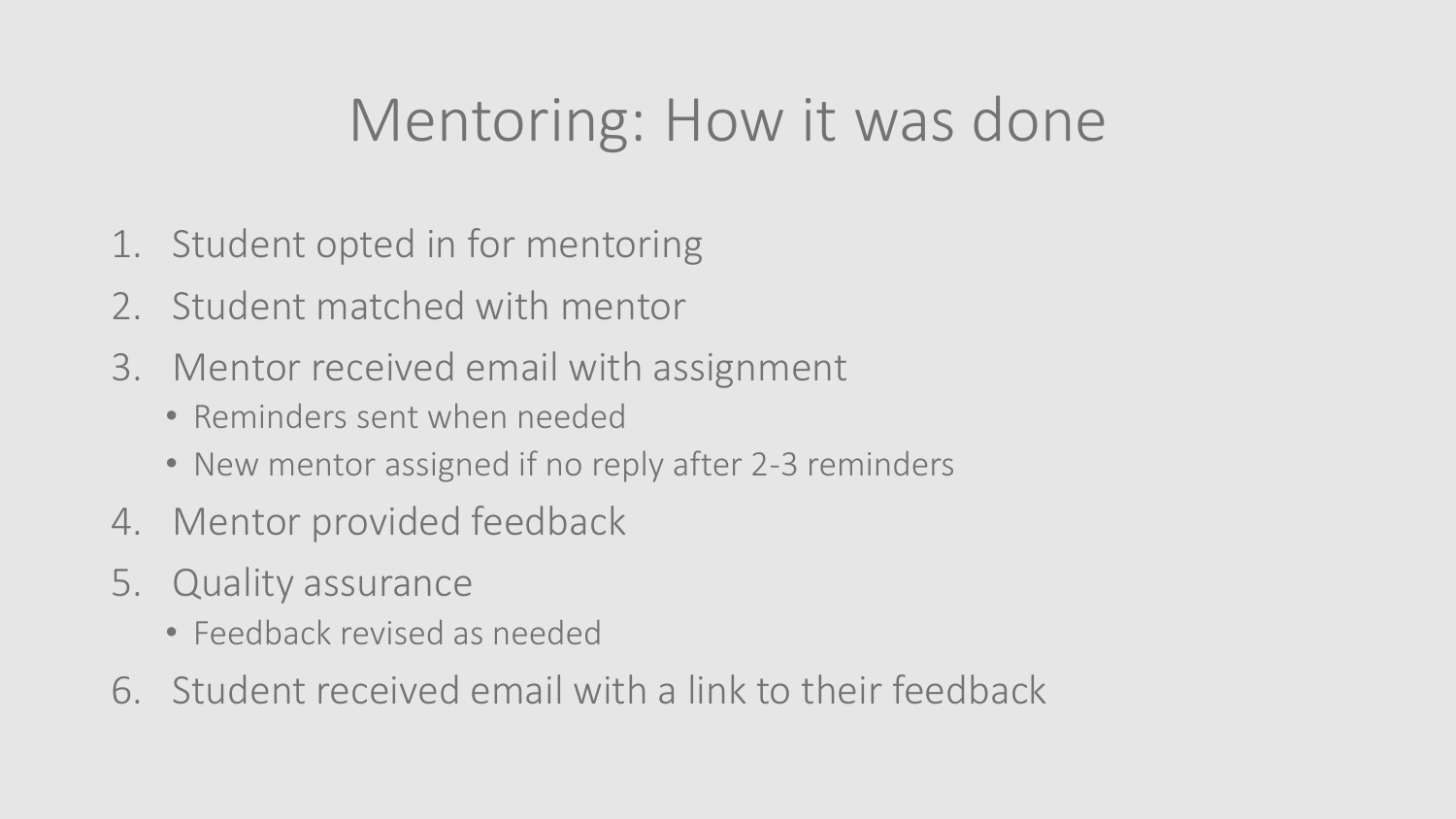# Mentoring: How it was done

1. Student opted in for mentoring
2. Student matched with mentor
3. Mentor received email with assignment
   - Reminders sent when needed
   - New mentor assigned if no reply after 2-3 reminders
4. Mentor provided feedback
5. Quality assurance
   - Feedback revised as needed
6. Student received email with a link to their feedback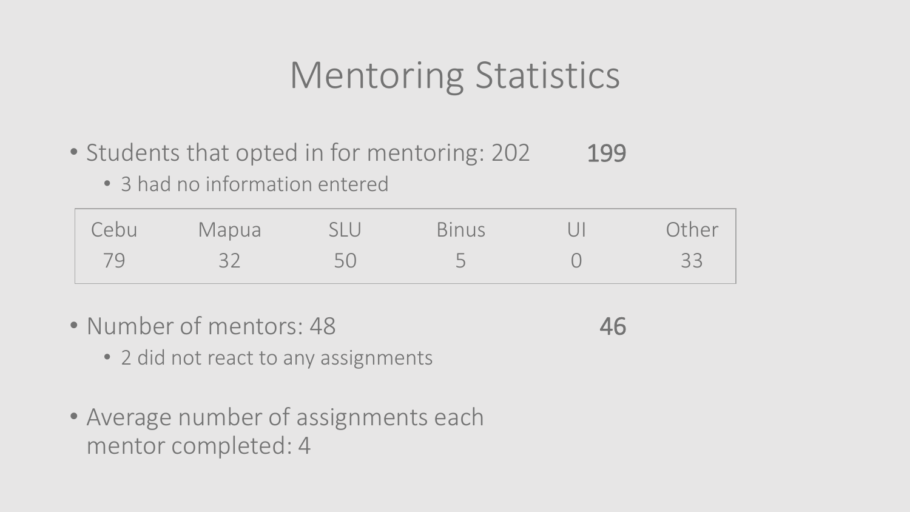# Mentoring Statistics

- Students that opted in for mentoring: 202 **199**
  - 3 had no information entered

| Cebu | Mapua | SLU | Binus | UI | Other |
|---|---|---|---|---|---|
| 79 | 32 | 50 | 5 | 0 | 33 |

- Number of mentors: 48 **46**
  - 2 did not react to any assignments

- Average number of assignments each mentor completed: 4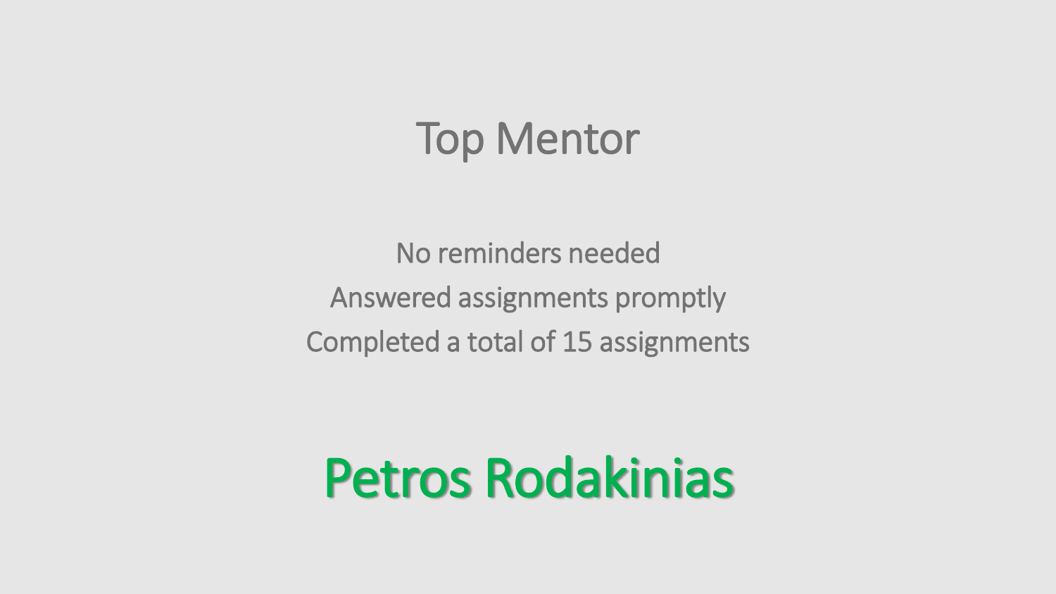# Top Mentor

No reminders needed

Answered assignments promptly

Completed a total of 15 assignments

## Petros Rodakinias